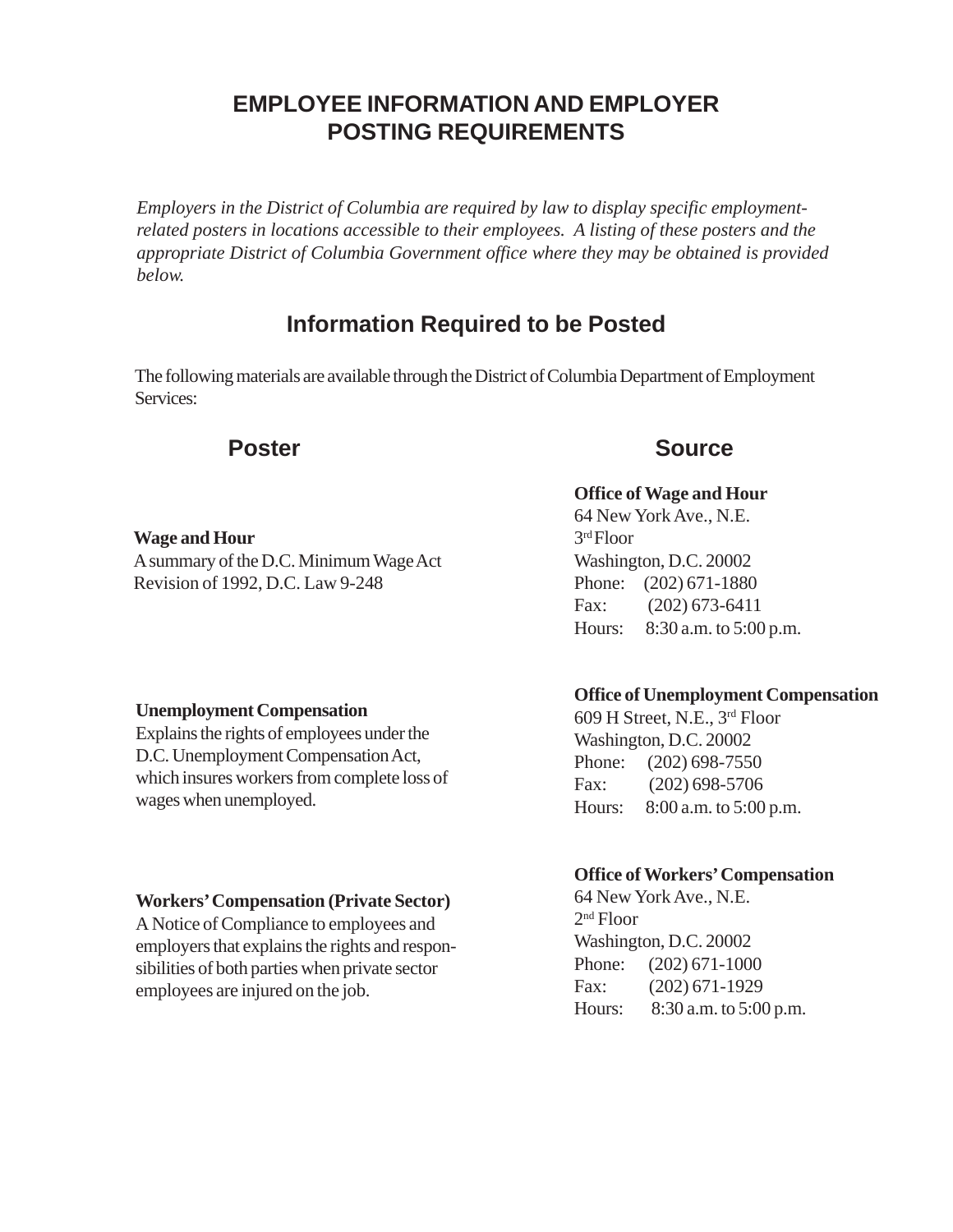# EMPLOYEE INFORMATION AND EMPLOYER POSTING REQUIREMENTS

*Employers in the District of Columbia are required by law to display specific employment-related posters in locations accessible to their employees. A listing of these posters and the appropriate District of Columbia Government office where they may be obtained is provided below.*

## Information Required to be Posted

The following materials are available through the District of Columbia Department of Employment Services:

| Poster | Source |
| --- | --- |
| **Wage and Hour**<br>A summary of the D.C. Minimum Wage Act Revision of 1992, D.C. Law 9-248 | **Office of Wage and Hour**<br>64 New York Ave., N.E.<br>3rd Floor<br>Washington, D.C. 20002<br>Phone: (202) 671-1880<br>Fax: (202) 673-6411<br>Hours: 8:30 a.m. to 5:00 p.m. |
| **Unemployment Compensation**<br>Explains the rights of employees under the D.C. Unemployment Compensation Act, which insures workers from complete loss of wages when unemployed. | **Office of Unemployment Compensation**<br>609 H Street, N.E., 3rd Floor<br>Washington, D.C. 20002<br>Phone: (202) 698-7550<br>Fax: (202) 698-5706<br>Hours: 8:00 a.m. to 5:00 p.m. |
| **Workers' Compensation (Private Sector)**<br>A Notice of Compliance to employees and employers that explains the rights and responsibilities of both parties when private sector employees are injured on the job. | **Office of Workers' Compensation**<br>64 New York Ave., N.E.<br>2nd Floor<br>Washington, D.C. 20002<br>Phone: (202) 671-1000<br>Fax: (202) 671-1929<br>Hours: 8:30 a.m. to 5:00 p.m. |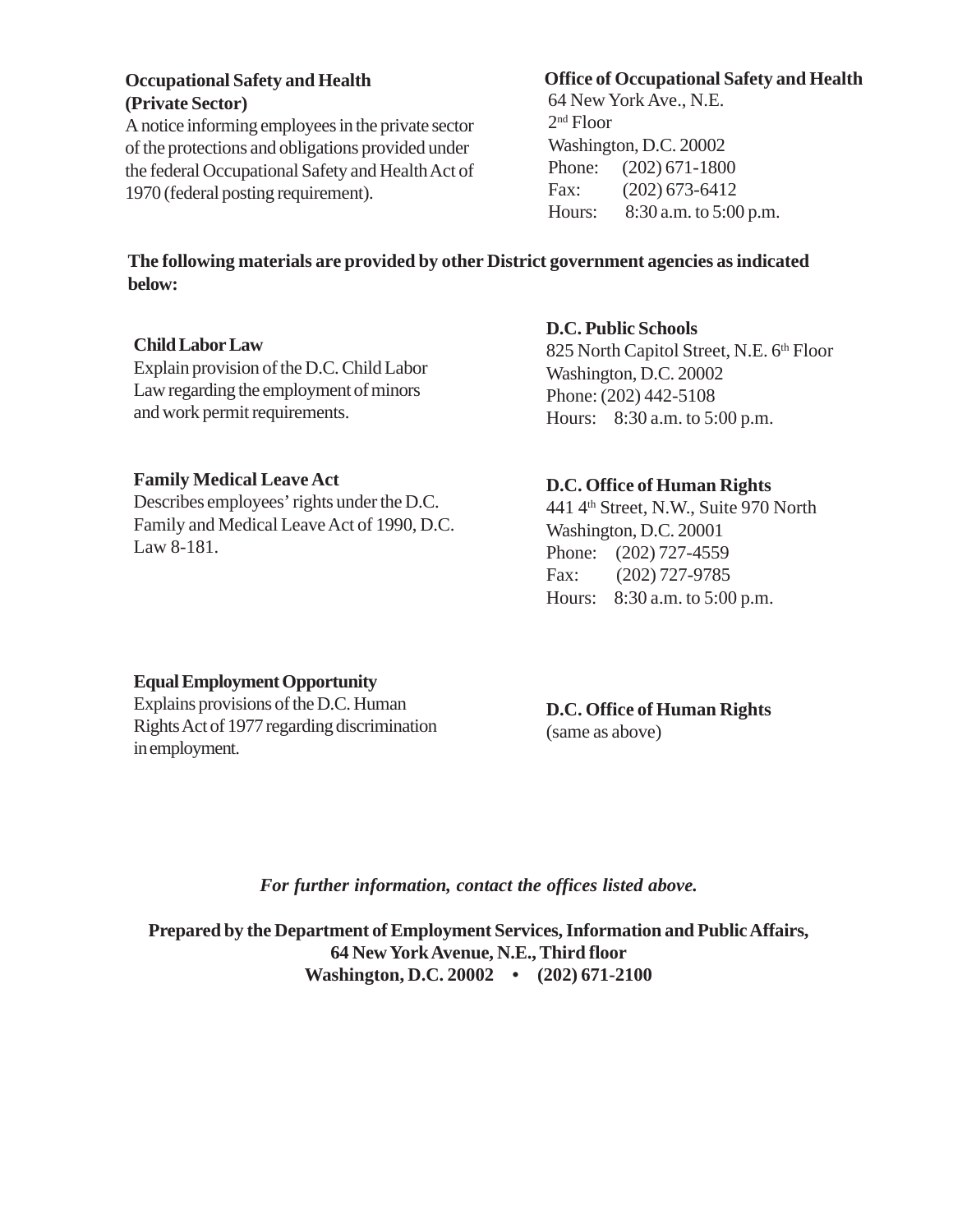**Occupational Safety and Health (Private Sector)**
A notice informing employees in the private sector of the protections and obligations provided under the federal Occupational Safety and Health Act of 1970 (federal posting requirement).

**Office of Occupational Safety and Health**
64 New York Ave., N.E.
2nd Floor
Washington, D.C. 20002
Phone: (202) 671-1800
Fax: (202) 673-6412
Hours: 8:30 a.m. to 5:00 p.m.

**The following materials are provided by other District government agencies as indicated below:**

**Child Labor Law**
Explain provision of the D.C. Child Labor Law regarding the employment of minors and work permit requirements.

**D.C. Public Schools**
825 North Capitol Street, N.E. 6th Floor
Washington, D.C. 20002
Phone: (202) 442-5108
Hours: 8:30 a.m. to 5:00 p.m.

**Family Medical Leave Act**
Describes employees' rights under the D.C. Family and Medical Leave Act of 1990, D.C. Law 8-181.

**D.C. Office of Human Rights**
441 4th Street, N.W., Suite 970 North
Washington, D.C. 20001
Phone: (202) 727-4559
Fax: (202) 727-9785
Hours: 8:30 a.m. to 5:00 p.m.

**Equal Employment Opportunity**
Explains provisions of the D.C. Human Rights Act of 1977 regarding discrimination in employment.

**D.C. Office of Human Rights**
(same as above)

***For further information, contact the offices listed above.***

**Prepared by the Department of Employment Services, Information and Public Affairs,**
**64 New York Avenue, N.E., Third floor**
**Washington, D.C. 20002 • (202) 671-2100**